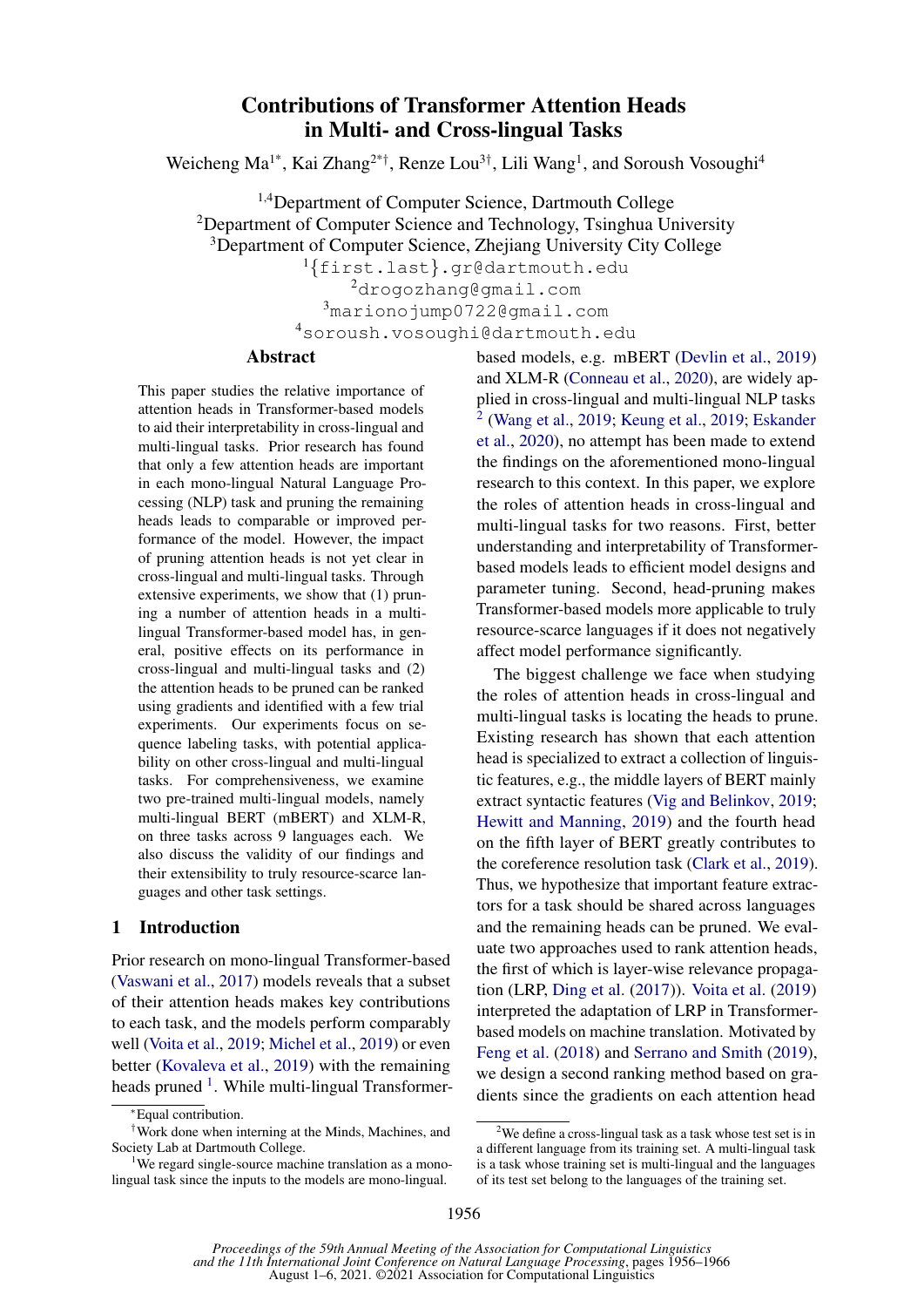# Contributions of Transformer Attention Heads in Multi- and Cross-lingual Tasks

Weicheng Ma[1*], Kai Zhang[2*†], Renze Lou[3†], Lili Wang[1], and Soroush Vosoughi[4]

[1,4]Department of Computer Science, Dartmouth College
[2]Department of Computer Science and Technology, Tsinghua University
[3]Department of Computer Science, Zhejiang University City College
[1]{first.last}.gr@dartmouth.edu
[2]drogozhang@gmail.com
[3]marionojump0722@gmail.com
[4]soroush.vosoughi@dartmouth.edu

## Abstract

This paper studies the relative importance of attention heads in Transformer-based models to aid their interpretability in cross-lingual and multi-lingual tasks. Prior research has found that only a few attention heads are important in each mono-lingual Natural Language Processing (NLP) task and pruning the remaining heads leads to comparable or improved performance of the model. However, the impact of pruning attention heads is not yet clear in cross-lingual and multi-lingual tasks. Through extensive experiments, we show that (1) pruning a number of attention heads in a multi-lingual Transformer-based model has, in general, positive effects on its performance in cross-lingual and multi-lingual tasks and (2) the attention heads to be pruned can be ranked using gradients and identified with a few trial experiments. Our experiments focus on sequence labeling tasks, with potential applicability on other cross-lingual and multi-lingual tasks. For comprehensiveness, we examine two pre-trained multi-lingual models, namely multi-lingual BERT (mBERT) and XLM-R, on three tasks across 9 languages each. We also discuss the validity of our findings and their extensibility to truly resource-scarce languages and other task settings.

## 1 Introduction

Prior research on mono-lingual Transformer-based (Vaswani et al., 2017) models reveals that a subset of their attention heads makes key contributions to each task, and the models perform comparably well (Voita et al., 2019; Michel et al., 2019) or even better (Kovaleva et al., 2019) with the remaining heads pruned [1]. While multi-lingual Transformer-based models, e.g. mBERT (Devlin et al., 2019) and XLM-R (Conneau et al., 2020), are widely applied in cross-lingual and multi-lingual NLP tasks [2] (Wang et al., 2019; Keung et al., 2019; Eskander et al., 2020), no attempt has been made to extend the findings on the aforementioned mono-lingual research to this context. In this paper, we explore the roles of attention heads in cross-lingual and multi-lingual tasks for two reasons. First, better understanding and interpretability of Transformer-based models leads to efficient model designs and parameter tuning. Second, head-pruning makes Transformer-based models more applicable to truly resource-scarce languages if it does not negatively affect model performance significantly.

The biggest challenge we face when studying the roles of attention heads in cross-lingual and multi-lingual tasks is locating the heads to prune. Existing research has shown that each attention head is specialized to extract a collection of linguistic features, e.g., the middle layers of BERT mainly extract syntactic features (Vig and Belinkov, 2019; Hewitt and Manning, 2019) and the fourth head on the fifth layer of BERT greatly contributes to the coreference resolution task (Clark et al., 2019). Thus, we hypothesize that important feature extractors for a task should be shared across languages and the remaining heads can be pruned. We evaluate two approaches used to rank attention heads, the first of which is layer-wise relevance propagation (LRP, Ding et al. (2017)). Voita et al. (2019) interpreted the adaptation of LRP in Transformer-based models on machine translation. Motivated by Feng et al. (2018) and Serrano and Smith (2019), we design a second ranking method based on gradients since the gradients on each attention head

---

*Equal contribution.

†Work done when interning at the Minds, Machines, and Society Lab at Dartmouth College.

[1]We regard single-source machine translation as a mono-lingual task since the inputs to the models are mono-lingual.

[2]We define a cross-lingual task as a task whose test set is in a different language from its training set. A multi-lingual task is a task whose training set is multi-lingual and the languages of its test set belong to the languages of the training set.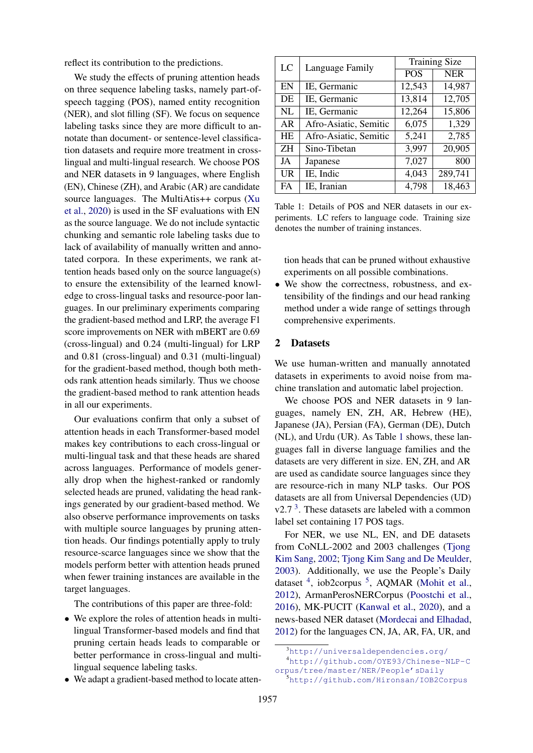reflect its contribution to the predictions.

We study the effects of pruning attention heads on three sequence labeling tasks, namely part-of-speech tagging (POS), named entity recognition (NER), and slot filling (SF). We focus on sequence labeling tasks since they are more difficult to annotate than document- or sentence-level classification datasets and require more treatment in cross-lingual and multi-lingual research. We choose POS and NER datasets in 9 languages, where English (EN), Chinese (ZH), and Arabic (AR) are candidate source languages. The MultiAtis++ corpus (Xu et al., 2020) is used in the SF evaluations with EN as the source language. We do not include syntactic chunking and semantic role labeling tasks due to lack of availability of manually written and annotated corpora. In these experiments, we rank attention heads based only on the source language(s) to ensure the extensibility of the learned knowledge to cross-lingual tasks and resource-poor languages. In our preliminary experiments comparing the gradient-based method and LRP, the average F1 score improvements on NER with mBERT are 0.69 (cross-lingual) and 0.24 (multi-lingual) for LRP and 0.81 (cross-lingual) and 0.31 (multi-lingual) for the gradient-based method, though both methods rank attention heads similarly. Thus we choose the gradient-based method to rank attention heads in all our experiments.

Our evaluations confirm that only a subset of attention heads in each Transformer-based model makes key contributions to each cross-lingual or multi-lingual task and that these heads are shared across languages. Performance of models generally drop when the highest-ranked or randomly selected heads are pruned, validating the head rankings generated by our gradient-based method. We also observe performance improvements on tasks with multiple source languages by pruning attention heads. Our findings potentially apply to truly resource-scarce languages since we show that the models perform better with attention heads pruned when fewer training instances are available in the target languages.

The contributions of this paper are three-fold:

- We explore the roles of attention heads in multi-lingual Transformer-based models and find that pruning certain heads leads to comparable or better performance in cross-lingual and multi-lingual sequence labeling tasks.
- We adapt a gradient-based method to locate attention heads that can be pruned without exhaustive experiments on all possible combinations.
- We show the correctness, robustness, and extensibility of the findings and our head ranking method under a wide range of settings through comprehensive experiments.

| LC | Language Family | Training Size | |
|---|---|---|---|
| | | POS | NER |
| EN | IE, Germanic | 12,543 | 14,987 |
| DE | IE, Germanic | 13,814 | 12,705 |
| NL | IE, Germanic | 12,264 | 15,806 |
| AR | Afro-Asiatic, Semitic | 6,075 | 1,329 |
| HE | Afro-Asiatic, Semitic | 5,241 | 2,785 |
| ZH | Sino-Tibetan | 3,997 | 20,905 |
| JA | Japanese | 7,027 | 800 |
| UR | IE, Indic | 4,043 | 289,741 |
| FA | IE, Iranian | 4,798 | 18,463 |

Table 1: Details of POS and NER datasets in our experiments. LC refers to language code. Training size denotes the number of training instances.

## 2 Datasets

We use human-written and manually annotated datasets in experiments to avoid noise from machine translation and automatic label projection.

We choose POS and NER datasets in 9 languages, namely EN, ZH, AR, Hebrew (HE), Japanese (JA), Persian (FA), German (DE), Dutch (NL), and Urdu (UR). As Table 1 shows, these languages fall in diverse language families and the datasets are very different in size. EN, ZH, and AR are used as candidate source languages since they are resource-rich in many NLP tasks. Our POS datasets are all from Universal Dependencies (UD) v2.7 [3]. These datasets are labeled with a common label set containing 17 POS tags.

For NER, we use NL, EN, and DE datasets from CoNLL-2002 and 2003 challenges (Tjong Kim Sang, 2002; Tjong Kim Sang and De Meulder, 2003). Additionally, we use the People's Daily dataset [4], iob2corpus [5], AQMAR (Mohit et al., 2012), ArmanPerosNERCorpus (Poostchi et al., 2016), MK-PUCIT (Kanwal et al., 2020), and a news-based NER dataset (Mordecai and Elhadad, 2012) for the languages CN, JA, AR, FA, UR, and

[3] http://universaldependencies.org/

[4] http://github.com/OYE93/Chinese-NLP-Corpus/tree/master/NER/People'sDaily

[5] http://github.com/Hironsan/IOB2Corpus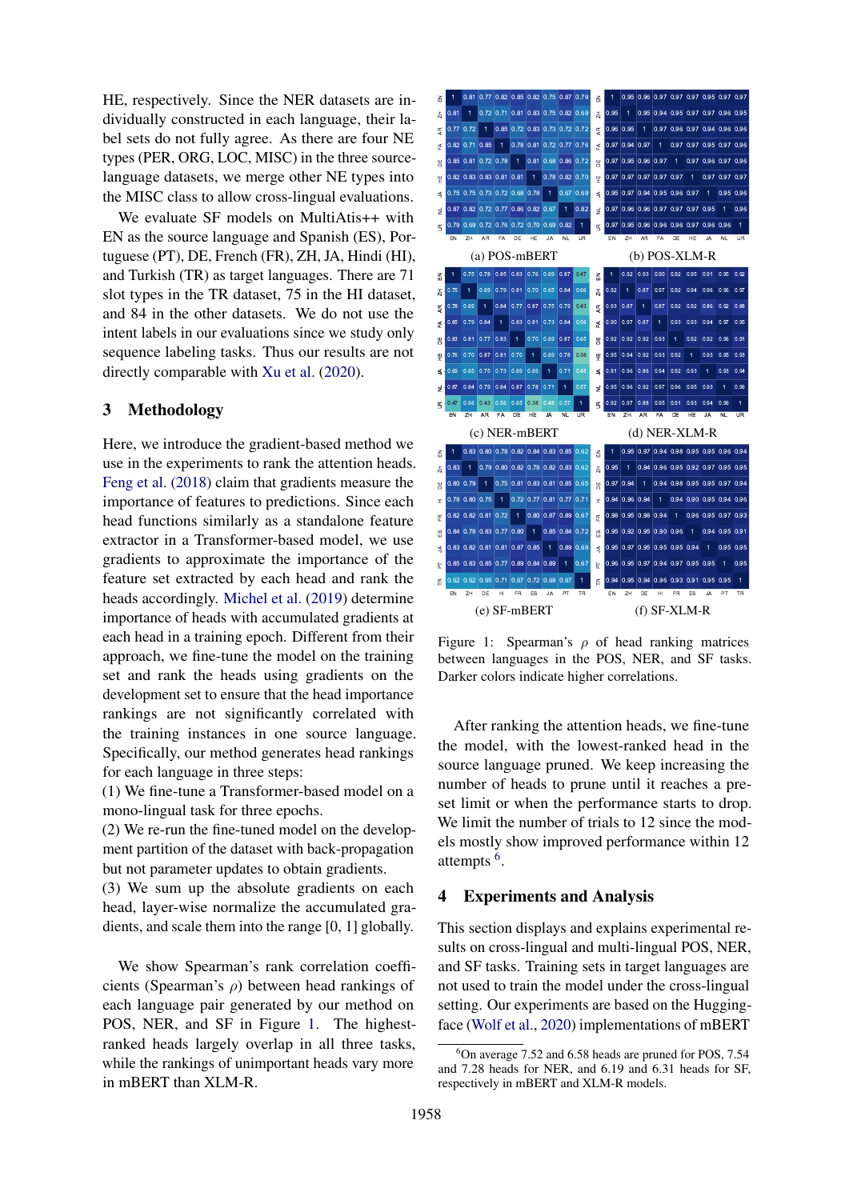HE, respectively. Since the NER datasets are individually constructed in each language, their label sets do not fully agree. As there are four NE types (PER, ORG, LOC, MISC) in the three source-language datasets, we merge other NE types into the MISC class to allow cross-lingual evaluations.

We evaluate SF models on MultiAtis++ with EN as the source language and Spanish (ES), Portuguese (PT), DE, French (FR), ZH, JA, Hindi (HI), and Turkish (TR) as target languages. There are 71 slot types in the TR dataset, 75 in the HI dataset, and 84 in the other datasets. We do not use the intent labels in our evaluations since we study only sequence labeling tasks. Thus our results are not directly comparable with Xu et al. (2020).

## 3 Methodology

Here, we introduce the gradient-based method we use in the experiments to rank the attention heads. Feng et al. (2018) claim that gradients measure the importance of features to predictions. Since each head functions similarly as a standalone feature extractor in a Transformer-based model, we use gradients to approximate the importance of the feature set extracted by each head and rank the heads accordingly. Michel et al. (2019) determine importance of heads with accumulated gradients at each head in a training epoch. Different from their approach, we fine-tune the model on the training set and rank the heads using gradients on the development set to ensure that the head importance rankings are not significantly correlated with the training instances in one source language. Specifically, our method generates head rankings for each language in three steps:

(1) We fine-tune a Transformer-based model on a mono-lingual task for three epochs.

(2) We re-run the fine-tuned model on the development partition of the dataset with back-propagation but not parameter updates to obtain gradients.

(3) We sum up the absolute gradients on each head, layer-wise normalize the accumulated gradients, and scale them into the range [0, 1] globally.

We show Spearman's rank correlation coefficients (Spearman's $\rho$) between head rankings of each language pair generated by our method on POS, NER, and SF in Figure 1. The highest-ranked heads largely overlap in all three tasks, while the rankings of unimportant heads vary more in mBERT than XLM-R.

(a) POS-mBERT (b) POS-XLM-R (c) NER-mBERT (d) NER-XLM-R (e) SF-mBERT (f) SF-XLM-R

Figure 1: Spearman's $\rho$ of head ranking matrices between languages in the POS, NER, and SF tasks. Darker colors indicate higher correlations.

After ranking the attention heads, we fine-tune the model, with the lowest-ranked head in the source language pruned. We keep increasing the number of heads to prune until it reaches a pre-set limit or when the performance starts to drop. We limit the number of trials to 12 since the models mostly show improved performance within 12 attempts [6].

## 4 Experiments and Analysis

This section displays and explains experimental results on cross-lingual and multi-lingual POS, NER, and SF tasks. Training sets in target languages are not used to train the model under the cross-lingual setting. Our experiments are based on the Huggingface (Wolf et al., 2020) implementations of mBERT

[6] On average 7.52 and 6.58 heads are pruned for POS, 7.54 and 7.28 heads for NER, and 6.19 and 6.31 heads for SF, respectively in mBERT and XLM-R models.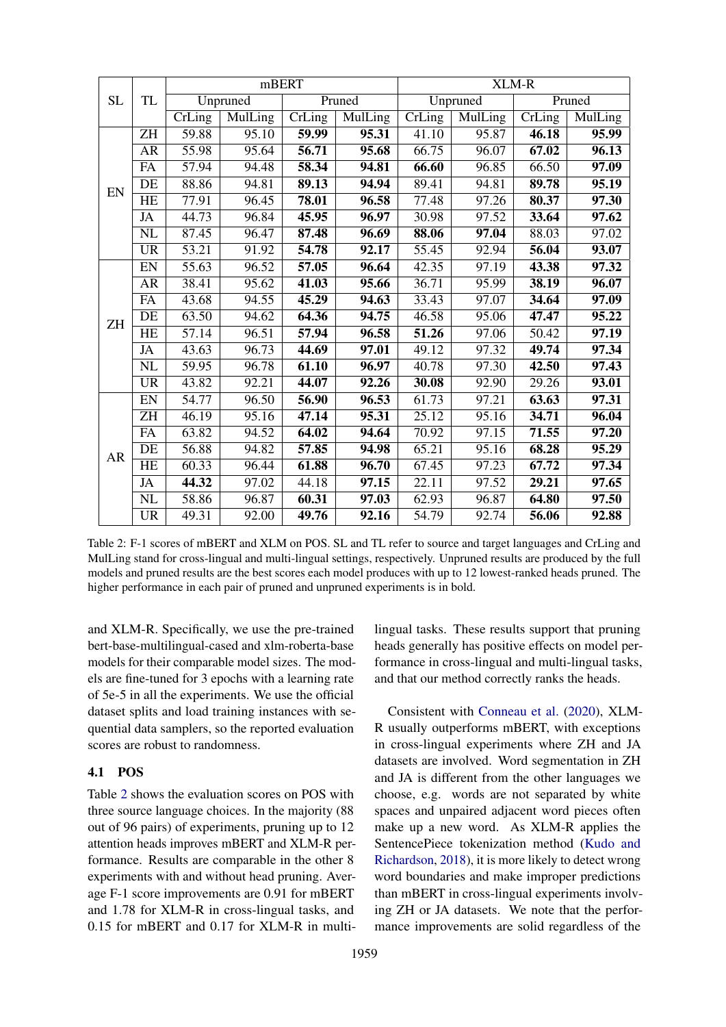| SL | TL | mBERT | | | | XLM-R | | | |
|---|---|---|---|---|---|---|---|---|---|
| | | Unpruned | | Pruned | | Unpruned | | Pruned | |
| | | CrLing | MulLing | CrLing | MulLing | CrLing | MulLing | CrLing | MulLing |
| EN | ZH | 59.88 | 95.10 | **59.99** | **95.31** | 41.10 | 95.87 | **46.18** | **95.99** |
| | AR | 55.98 | 95.64 | **56.71** | **95.68** | 66.75 | 96.07 | **67.02** | **96.13** |
| | FA | 57.94 | 94.48 | **58.34** | **94.81** | **66.60** | 96.85 | 66.50 | **97.09** |
| | DE | 88.86 | 94.81 | **89.13** | **94.94** | 89.41 | 94.81 | **89.78** | **95.19** |
| | HE | 77.91 | 96.45 | **78.01** | **96.58** | 77.48 | 97.26 | **80.37** | **97.30** |
| | JA | 44.73 | 96.84 | **45.95** | **96.97** | 30.98 | 97.52 | **33.64** | **97.62** |
| | NL | 87.45 | 96.47 | **87.48** | **96.69** | **88.06** | **97.04** | 88.03 | 97.02 |
| | UR | 53.21 | 91.92 | **54.78** | **92.17** | 55.45 | 92.94 | **56.04** | **93.07** |
| ZH | EN | 55.63 | 96.52 | **57.05** | **96.64** | 42.35 | 97.19 | **43.38** | **97.32** |
| | AR | 38.41 | 95.62 | **41.03** | **95.66** | 36.71 | 95.99 | **38.19** | **96.07** |
| | FA | 43.68 | 94.55 | **45.29** | **94.63** | 33.43 | 97.07 | **34.64** | **97.09** |
| | DE | 63.50 | 94.62 | **64.36** | **94.75** | 46.58 | 95.06 | **47.47** | **95.22** |
| | HE | 57.14 | 96.51 | **57.94** | **96.58** | **51.26** | 97.06 | 50.42 | **97.19** |
| | JA | 43.63 | 96.73 | **44.69** | **97.01** | 49.12 | 97.32 | **49.74** | **97.34** |
| | NL | 59.95 | 96.78 | **61.10** | **96.97** | 40.78 | 97.30 | **42.50** | **97.43** |
| | UR | 43.82 | 92.21 | **44.07** | **92.26** | **30.08** | 92.90 | 29.26 | **93.01** |
| AR | EN | 54.77 | 96.50 | **56.90** | **96.53** | 61.73 | 97.21 | **63.63** | **97.31** |
| | ZH | 46.19 | 95.16 | **47.14** | **95.31** | 25.12 | 95.16 | **34.71** | **96.04** |
| | FA | 63.82 | 94.52 | **64.02** | **94.64** | 70.92 | 97.15 | **71.55** | **97.20** |
| | DE | 56.88 | 94.82 | **57.85** | **94.98** | 65.21 | 95.16 | **68.28** | **95.29** |
| | HE | 60.33 | 96.44 | **61.88** | **96.70** | 67.45 | 97.23 | **67.72** | **97.34** |
| | JA | **44.32** | 97.02 | 44.18 | **97.15** | 22.11 | 97.52 | **29.21** | **97.65** |
| | NL | 58.86 | 96.87 | **60.31** | **97.03** | 62.93 | 96.87 | **64.80** | **97.50** |
| | UR | 49.31 | 92.00 | **49.76** | **92.16** | 54.79 | 92.74 | **56.06** | **92.88** |

Table 2: F-1 scores of mBERT and XLM on POS. SL and TL refer to source and target languages and CrLing and MulLing stand for cross-lingual and multi-lingual settings, respectively. Unpruned results are produced by the full models and pruned results are the best scores each model produces with up to 12 lowest-ranked heads pruned. The higher performance in each pair of pruned and unpruned experiments is in bold.

and XLM-R. Specifically, we use the pre-trained bert-base-multilingual-cased and xlm-roberta-base models for their comparable model sizes. The models are fine-tuned for 3 epochs with a learning rate of 5e-5 in all the experiments. We use the official dataset splits and load training instances with sequential data samplers, so the reported evaluation scores are robust to randomness.

### 4.1 POS

Table 2 shows the evaluation scores on POS with three source language choices. In the majority (88 out of 96 pairs) of experiments, pruning up to 12 attention heads improves mBERT and XLM-R performance. Results are comparable in the other 8 experiments with and without head pruning. Average F-1 score improvements are 0.91 for mBERT and 1.78 for XLM-R in cross-lingual tasks, and 0.15 for mBERT and 0.17 for XLM-R in multi-lingual tasks. These results support that pruning heads generally has positive effects on model performance in cross-lingual and multi-lingual tasks, and that our method correctly ranks the heads.

Consistent with Conneau et al. (2020), XLM-R usually outperforms mBERT, with exceptions in cross-lingual experiments where ZH and JA datasets are involved. Word segmentation in ZH and JA is different from the other languages we choose, e.g. words are not separated by white spaces and unpaired adjacent word pieces often make up a new word. As XLM-R applies the SentencePiece tokenization method (Kudo and Richardson, 2018), it is more likely to detect wrong word boundaries and make improper predictions than mBERT in cross-lingual experiments involving ZH or JA datasets. We note that the performance improvements are solid regardless of the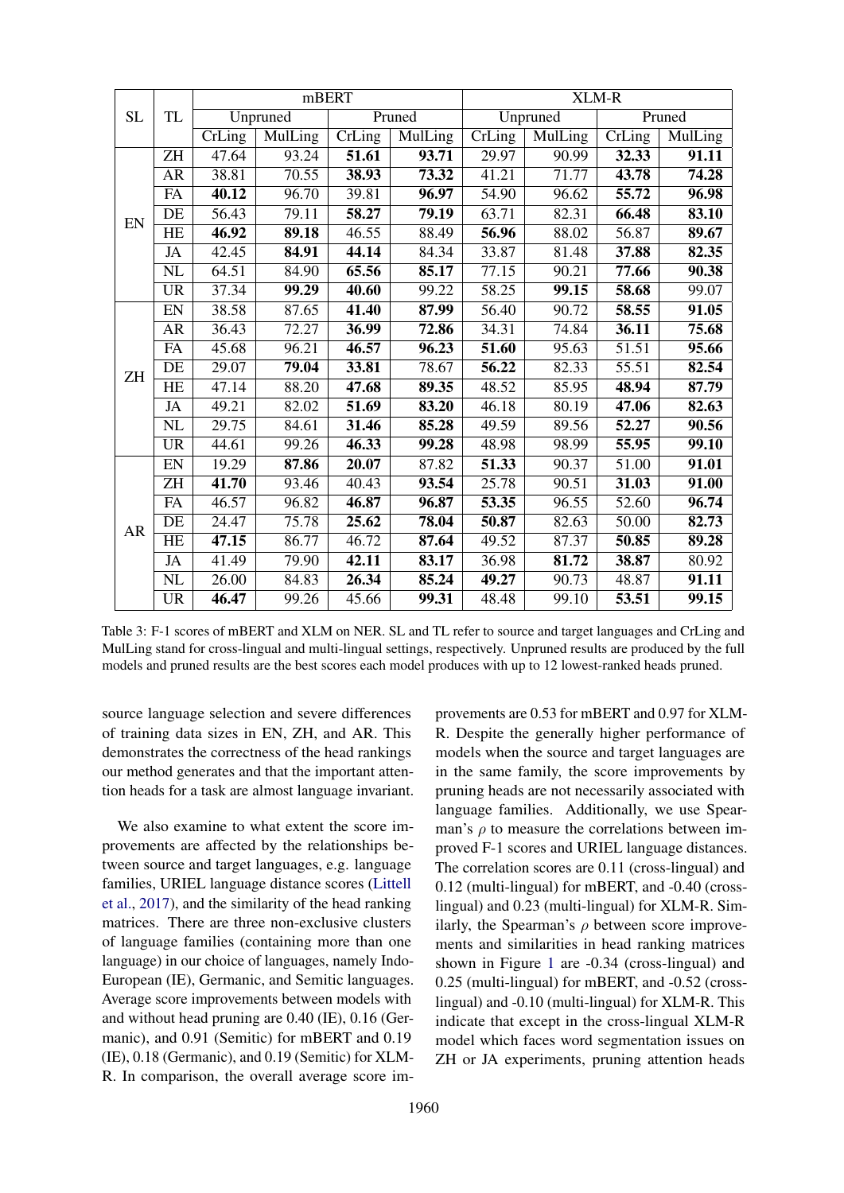| SL | TL | mBERT | | | | XLM-R | | | |
|---|---|---|---|---|---|---|---|---|---|
| | | Unpruned | | Pruned | | Unpruned | | Pruned | |
| | | CrLing | MulLing | CrLing | MulLing | CrLing | MulLing | CrLing | MulLing |
| EN | ZH | 47.64 | 93.24 | **51.61** | **93.71** | 29.97 | 90.99 | **32.33** | **91.11** |
| | AR | 38.81 | 70.55 | **38.93** | **73.32** | 41.21 | 71.77 | **43.78** | **74.28** |
| | FA | **40.12** | 96.70 | 39.81 | **96.97** | 54.90 | 96.62 | **55.72** | **96.98** |
| | DE | 56.43 | 79.11 | **58.27** | **79.19** | 63.71 | 82.31 | **66.48** | **83.10** |
| | HE | **46.92** | **89.18** | 46.55 | 88.49 | **56.96** | 88.02 | 56.87 | **89.67** |
| | JA | 42.45 | **84.91** | **44.14** | 84.34 | 33.87 | 81.48 | **37.88** | **82.35** |
| | NL | 64.51 | 84.90 | **65.56** | **85.17** | 77.15 | 90.21 | **77.66** | **90.38** |
| | UR | 37.34 | **99.29** | **40.60** | 99.22 | 58.25 | **99.15** | **58.68** | 99.07 |
| ZH | EN | 38.58 | 87.65 | **41.40** | **87.99** | 56.40 | 90.72 | **58.55** | **91.05** |
| | AR | 36.43 | 72.27 | **36.99** | **72.86** | 34.31 | 74.84 | **36.11** | **75.68** |
| | FA | 45.68 | 96.21 | **46.57** | **96.23** | **51.60** | 95.63 | 51.51 | **95.66** |
| | DE | 29.07 | **79.04** | **33.81** | 78.67 | **56.22** | 82.33 | 55.51 | **82.54** |
| | HE | 47.14 | 88.20 | **47.68** | **89.35** | 48.52 | 85.95 | **48.94** | **87.79** |
| | JA | 49.21 | 82.02 | **51.69** | **83.20** | **46.18** | 80.19 | 47.06 | **82.63** |
| | NL | 29.75 | 84.61 | **31.46** | **85.28** | 49.59 | 89.56 | **52.27** | **90.56** |
| | UR | 44.61 | 99.26 | **46.33** | **99.28** | 48.98 | 98.99 | **55.95** | **99.10** |
| AR | EN | 19.29 | **87.86** | **20.07** | 87.82 | **51.33** | 90.37 | 51.00 | **91.01** |
| | ZH | **41.70** | 93.46 | 40.43 | **93.54** | 25.78 | 90.51 | **31.03** | **91.00** |
| | FA | 46.57 | 96.82 | **46.87** | **96.87** | **53.35** | 96.55 | 52.60 | **96.74** |
| | DE | 24.47 | 75.78 | **25.62** | **78.04** | **50.87** | 82.63 | 50.00 | **82.73** |
| | HE | **47.15** | 86.77 | 46.72 | **87.64** | 49.52 | 87.37 | **50.85** | **89.28** |
| | JA | 41.49 | 79.90 | **42.11** | **83.17** | 36.98 | **81.72** | **38.87** | 80.92 |
| | NL | 26.00 | 84.83 | **26.34** | **85.24** | **49.27** | 90.73 | 48.87 | **91.11** |
| | UR | **46.47** | 99.26 | 45.66 | **99.31** | 48.48 | 99.10 | **53.51** | **99.15** |

Table 3: F-1 scores of mBERT and XLM on NER. SL and TL refer to source and target languages and CrLing and MulLing stand for cross-lingual and multi-lingual settings, respectively. Unpruned results are produced by the full models and pruned results are the best scores each model produces with up to 12 lowest-ranked heads pruned.

source language selection and severe differences of training data sizes in EN, ZH, and AR. This demonstrates the correctness of the head rankings our method generates and that the important attention heads for a task are almost language invariant.

We also examine to what extent the score improvements are affected by the relationships between source and target languages, e.g. language families, URIEL language distance scores (Littell et al., 2017), and the similarity of the head ranking matrices. There are three non-exclusive clusters of language families (containing more than one language) in our choice of languages, namely Indo-European (IE), Germanic, and Semitic languages. Average score improvements between models with and without head pruning are 0.40 (IE), 0.16 (Germanic), and 0.91 (Semitic) for mBERT and 0.19 (IE), 0.18 (Germanic), and 0.19 (Semitic) for XLM-R. In comparison, the overall average score improvements are 0.53 for mBERT and 0.97 for XLM-R. Despite the generally higher performance of models when the source and target languages are in the same family, the score improvements by pruning heads are not necessarily associated with language families. Additionally, we use Spearman's $\rho$ to measure the correlations between improved F-1 scores and URIEL language distances. The correlation scores are 0.11 (cross-lingual) and 0.12 (multi-lingual) for mBERT, and -0.40 (cross-lingual) and 0.23 (multi-lingual) for XLM-R. Similarly, the Spearman's $\rho$ between score improvements and similarities in head ranking matrices shown in Figure 1 are -0.34 (cross-lingual) and 0.25 (multi-lingual) for mBERT, and -0.52 (cross-lingual) and -0.10 (multi-lingual) for XLM-R. This indicate that except in the cross-lingual XLM-R model which faces word segmentation issues on ZH or JA experiments, pruning attention heads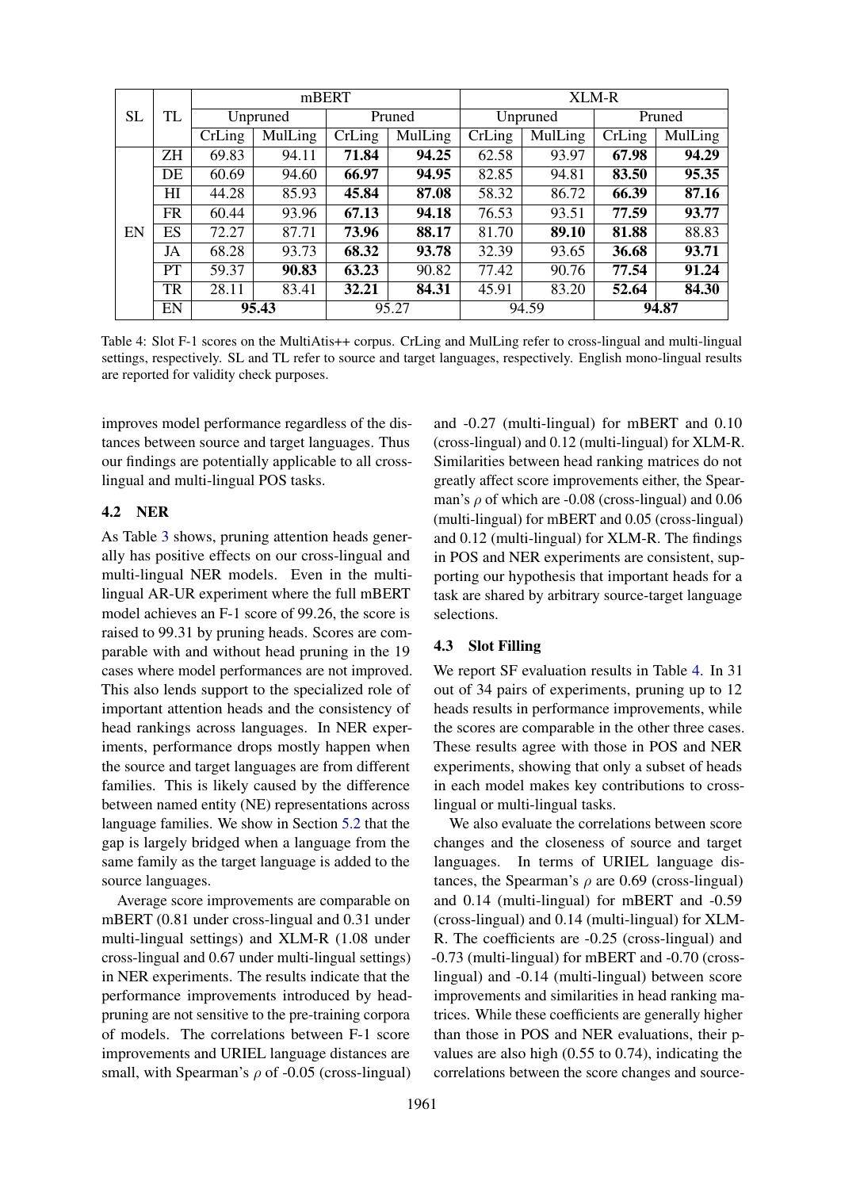| SL | TL | mBERT | | | | XLM-R | | | |
|---|---|---|---|---|---|---|---|---|---|
| | | Unpruned | | Pruned | | Unpruned | | Pruned | |
| | | CrLing | MulLing | CrLing | MulLing | CrLing | MulLing | CrLing | MulLing |
| EN | ZH | 69.83 | 94.11 | **71.84** | **94.25** | 62.58 | 93.97 | **67.98** | **94.29** |
| | DE | 60.69 | 94.60 | **66.97** | **94.95** | 82.85 | 94.81 | **83.50** | **95.35** |
| | HI | 44.28 | 85.93 | **45.84** | **87.08** | 58.32 | 86.72 | **66.39** | **87.16** |
| | FR | 60.44 | 93.96 | **67.13** | **94.18** | 76.53 | 93.51 | **77.59** | **93.77** |
| | ES | 72.27 | 87.71 | **73.96** | **88.17** | 81.70 | **89.10** | **81.88** | 88.83 |
| | JA | 68.28 | 93.73 | **68.32** | **93.78** | 32.39 | 93.65 | **36.68** | **93.71** |
| | PT | 59.37 | **90.83** | **63.23** | 90.82 | 77.42 | 90.76 | **77.54** | **91.24** |
| | TR | 28.11 | 83.41 | **32.21** | **84.31** | 45.91 | 83.20 | **52.64** | **84.30** |
| | EN | **95.43** | | 95.27 | | 94.59 | | **94.87** | |

Table 4: Slot F-1 scores on the MultiAtis++ corpus. CrLing and MulLing refer to cross-lingual and multi-lingual settings, respectively. SL and TL refer to source and target languages, respectively. English mono-lingual results are reported for validity check purposes.

improves model performance regardless of the distances between source and target languages. Thus our findings are potentially applicable to all cross-lingual and multi-lingual POS tasks.

### 4.2 NER

As Table 3 shows, pruning attention heads generally has positive effects on our cross-lingual and multi-lingual NER models. Even in the multi-lingual AR-UR experiment where the full mBERT model achieves an F-1 score of 99.26, the score is raised to 99.31 by pruning heads. Scores are comparable with and without head pruning in the 19 cases where model performances are not improved. This also lends support to the specialized role of important attention heads and the consistency of head rankings across languages. In NER experiments, performance drops mostly happen when the source and target languages are from different families. This is likely caused by the difference between named entity (NE) representations across language families. We show in Section 5.2 that the gap is largely bridged when a language from the same family as the target language is added to the source languages.

Average score improvements are comparable on mBERT (0.81 under cross-lingual and 0.31 under multi-lingual settings) and XLM-R (1.08 under cross-lingual and 0.67 under multi-lingual settings) in NER experiments. The results indicate that the performance improvements introduced by head-pruning are not sensitive to the pre-training corpora of models. The correlations between F-1 score improvements and URIEL language distances are small, with Spearman's $\rho$ of -0.05 (cross-lingual) and -0.27 (multi-lingual) for mBERT and 0.10 (cross-lingual) and 0.12 (multi-lingual) for XLM-R. Similarities between head ranking matrices do not greatly affect score improvements either, the Spearman's $\rho$ of which are -0.08 (cross-lingual) and 0.06 (multi-lingual) for mBERT and 0.05 (cross-lingual) and 0.12 (multi-lingual) for XLM-R. The findings in POS and NER experiments are consistent, supporting our hypothesis that important heads for a task are shared by arbitrary source-target language selections.

### 4.3 Slot Filling

We report SF evaluation results in Table 4. In 31 out of 34 pairs of experiments, pruning up to 12 heads results in performance improvements, while the scores are comparable in the other three cases. These results agree with those in POS and NER experiments, showing that only a subset of heads in each model makes key contributions to cross-lingual or multi-lingual tasks.

We also evaluate the correlations between score changes and the closeness of source and target languages. In terms of URIEL language distances, the Spearman's $\rho$ are 0.69 (cross-lingual) and 0.14 (multi-lingual) for mBERT and -0.59 (cross-lingual) and 0.14 (multi-lingual) for XLM-R. The coefficients are -0.25 (cross-lingual) and -0.73 (multi-lingual) for mBERT and -0.70 (cross-lingual) and -0.14 (multi-lingual) between score improvements and similarities in head ranking matrices. While these coefficients are generally higher than those in POS and NER evaluations, their p-values are also high (0.55 to 0.74), indicating the correlations between the score changes and source-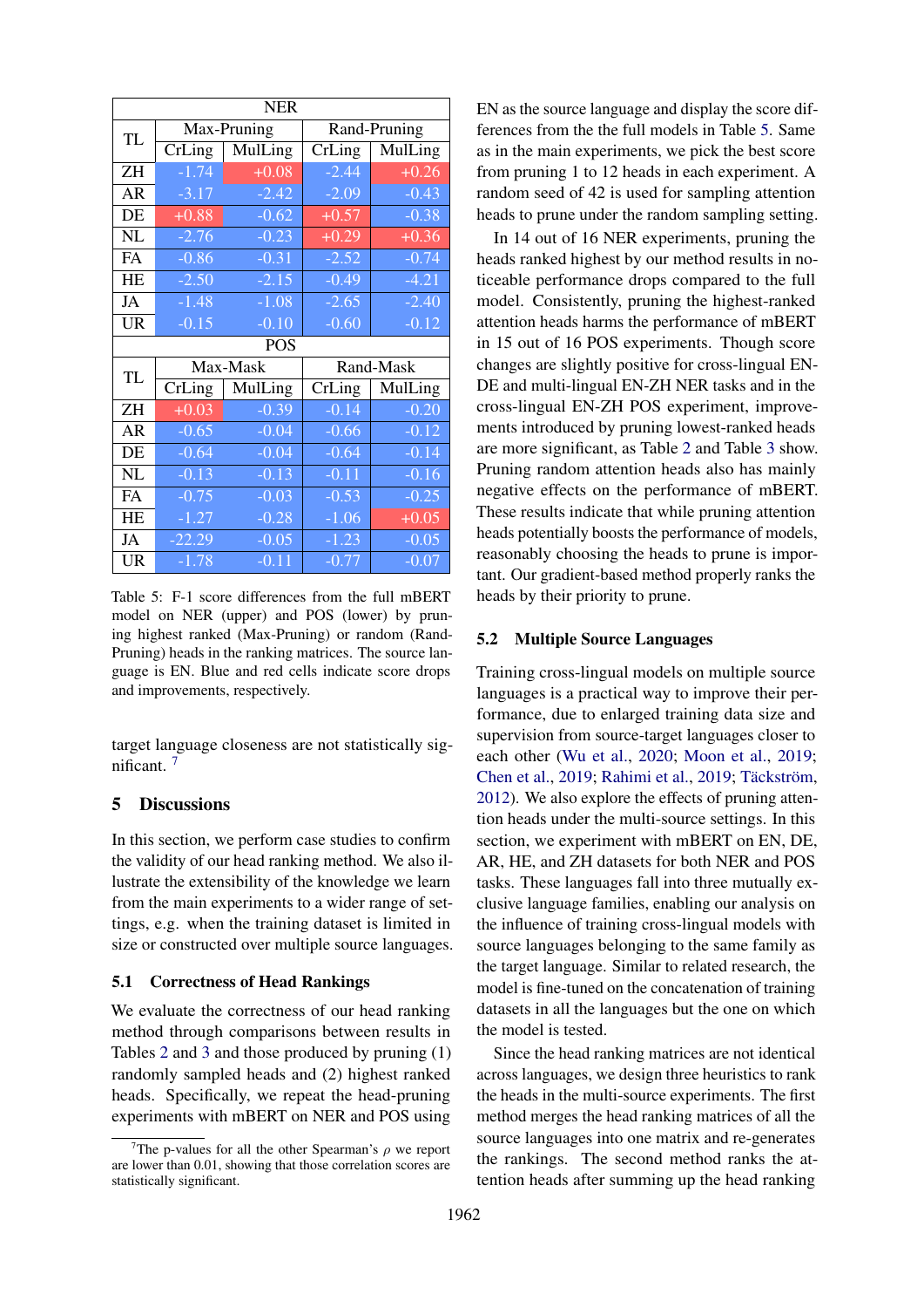| TL | NER | | | |
|---|---|---|---|---|
| | Max-Pruning | | Rand-Pruning | |
| | CrLing | MulLing | CrLing | MulLing |
| ZH | -1.74 | +0.08 | -2.44 | +0.26 |
| AR | -3.17 | -2.42 | -2.09 | -0.43 |
| DE | +0.88 | -0.62 | +0.57 | -0.38 |
| NL | -2.76 | -0.23 | +0.29 | +0.36 |
| FA | -0.86 | -0.31 | -2.52 | -0.74 |
| HE | -2.50 | -2.15 | -0.49 | -4.21 |
| JA | -1.48 | -1.08 | -2.65 | -2.40 |
| UR | -0.15 | -0.10 | -0.60 | -0.12 |
| TL | POS | | | |
| | Max-Mask | | Rand-Mask | |
| | CrLing | MulLing | CrLing | MulLing |
| ZH | +0.03 | -0.39 | -0.14 | -0.20 |
| AR | -0.65 | -0.04 | -0.66 | -0.12 |
| DE | -0.64 | -0.04 | -0.64 | -0.14 |
| NL | -0.13 | -0.13 | -0.11 | -0.16 |
| FA | -0.75 | -0.03 | -0.53 | -0.25 |
| HE | -1.27 | -0.28 | -1.06 | +0.05 |
| JA | -22.29 | -0.05 | -1.23 | -0.05 |
| UR | -1.78 | -0.11 | -0.77 | -0.07 |

Table 5: F-1 score differences from the full mBERT model on NER (upper) and POS (lower) by pruning highest ranked (Max-Pruning) or random (Rand-Pruning) heads in the ranking matrices. The source language is EN. Blue and red cells indicate score drops and improvements, respectively.

target language closeness are not statistically significant. [7]

# 5 Discussions

In this section, we perform case studies to confirm the validity of our head ranking method. We also illustrate the extensibility of the knowledge we learn from the main experiments to a wider range of settings, e.g. when the training dataset is limited in size or constructed over multiple source languages.

## 5.1 Correctness of Head Rankings

We evaluate the correctness of our head ranking method through comparisons between results in Tables 2 and 3 and those produced by pruning (1) randomly sampled heads and (2) highest ranked heads. Specifically, we repeat the head-pruning experiments with mBERT on NER and POS using EN as the source language and display the score differences from the the full models in Table 5. Same as in the main experiments, we pick the best score from pruning 1 to 12 heads in each experiment. A random seed of 42 is used for sampling attention heads to prune under the random sampling setting.

In 14 out of 16 NER experiments, pruning the heads ranked highest by our method results in noticeable performance drops compared to the full model. Consistently, pruning the highest-ranked attention heads harms the performance of mBERT in 15 out of 16 POS experiments. Though score changes are slightly positive for cross-lingual EN-DE and multi-lingual EN-ZH NER tasks and in the cross-lingual EN-ZH POS experiment, improvements introduced by pruning lowest-ranked heads are more significant, as Table 2 and Table 3 show. Pruning random attention heads also has mainly negative effects on the performance of mBERT. These results indicate that while pruning attention heads potentially boosts the performance of models, reasonably choosing the heads to prune is important. Our gradient-based method properly ranks the heads by their priority to prune.

## 5.2 Multiple Source Languages

Training cross-lingual models on multiple source languages is a practical way to improve their performance, due to enlarged training data size and supervision from source-target languages closer to each other (Wu et al., 2020; Moon et al., 2019; Chen et al., 2019; Rahimi et al., 2019; Täckström, 2012). We also explore the effects of pruning attention heads under the multi-source settings. In this section, we experiment with mBERT on EN, DE, AR, HE, and ZH datasets for both NER and POS tasks. These languages fall into three mutually exclusive language families, enabling our analysis on the influence of training cross-lingual models with source languages belonging to the same family as the target language. Similar to related research, the model is fine-tuned on the concatenation of training datasets in all the languages but the one on which the model is tested.

Since the head ranking matrices are not identical across languages, we design three heuristics to rank the heads in the multi-source experiments. The first method merges the head ranking matrices of all the source languages into one matrix and re-generates the rankings. The second method ranks the attention heads after summing up the head ranking

[7] The p-values for all the other Spearman's $\rho$ we report are lower than 0.01, showing that those correlation scores are statistically significant.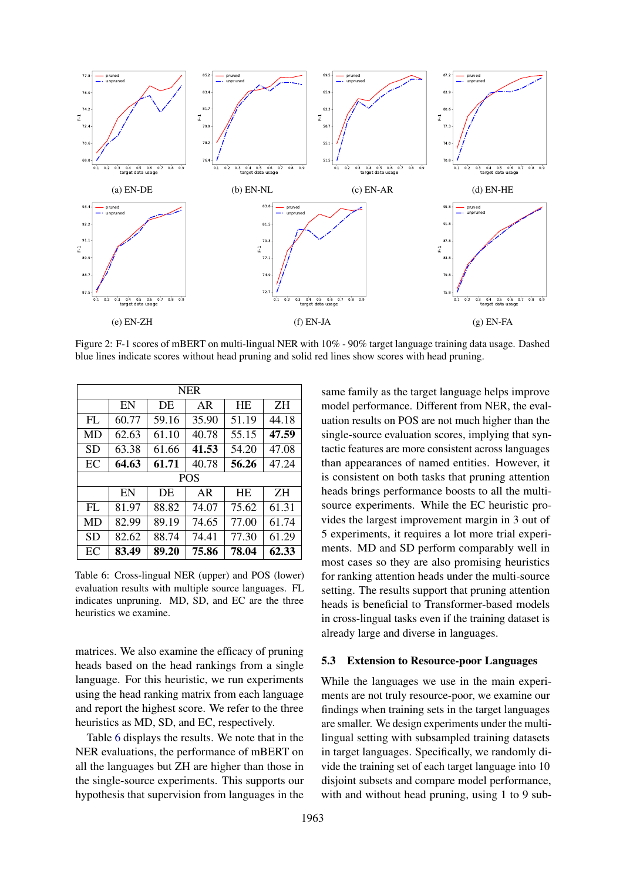(a) EN-DE

(b) EN-NL

(c) EN-AR

(d) EN-HE

(e) EN-ZH

(f) EN-JA

(g) EN-FA

Figure 2: F-1 scores of mBERT on multi-lingual NER with 10% - 90% target language training data usage. Dashed blue lines indicate scores without head pruning and solid red lines show scores with head pruning.

| NER | | | | | |
|---|---|---|---|---|---|
| | EN | DE | AR | HE | ZH |
| FL | 60.77 | 59.16 | 35.90 | 51.19 | 44.18 |
| MD | 62.63 | 61.10 | 40.78 | 55.15 | **47.59** |
| SD | 63.38 | 61.66 | **41.53** | 54.20 | 47.08 |
| EC | **64.63** | **61.71** | 40.78 | **56.26** | 47.24 |
| **POS** | | | | | |
| | EN | DE | AR | HE | ZH |
| FL | 81.97 | 88.82 | 74.07 | 75.62 | 61.31 |
| MD | 82.99 | 89.19 | 74.65 | 77.00 | 61.74 |
| SD | 82.62 | 88.74 | 74.41 | 77.30 | 61.29 |
| EC | **83.49** | **89.20** | **75.86** | **78.04** | **62.33** |

Table 6: Cross-lingual NER (upper) and POS (lower) evaluation results with multiple source languages. FL indicates unpruning. MD, SD, and EC are the three heuristics we examine.

matrices. We also examine the efficacy of pruning heads based on the head rankings from a single language. For this heuristic, we run experiments using the head ranking matrix from each language and report the highest score. We refer to the three heuristics as MD, SD, and EC, respectively.

Table 6 displays the results. We note that in the NER evaluations, the performance of mBERT on all the languages but ZH are higher than those in the single-source experiments. This supports our hypothesis that supervision from languages in the same family as the target language helps improve model performance. Different from NER, the evaluation results on POS are not much higher than the single-source evaluation scores, implying that syntactic features are more consistent across languages than appearances of named entities. However, it is consistent on both tasks that pruning attention heads brings performance boosts to all the multi-source experiments. While the EC heuristic provides the largest improvement margin in 3 out of 5 experiments, it requires a lot more trial experiments. MD and SD perform comparably well in most cases so they are also promising heuristics for ranking attention heads under the multi-source setting. The results support that pruning attention heads is beneficial to Transformer-based models in cross-lingual tasks even if the training dataset is already large and diverse in languages.

### 5.3 Extension to Resource-poor Languages

While the languages we use in the main experiments are not truly resource-poor, we examine our findings when training sets in the target languages are smaller. We design experiments under the multi-lingual setting with subsampled training datasets in target languages. Specifically, we randomly divide the training set of each target language into 10 disjoint subsets and compare model performance, with and without head pruning, using 1 to 9 sub-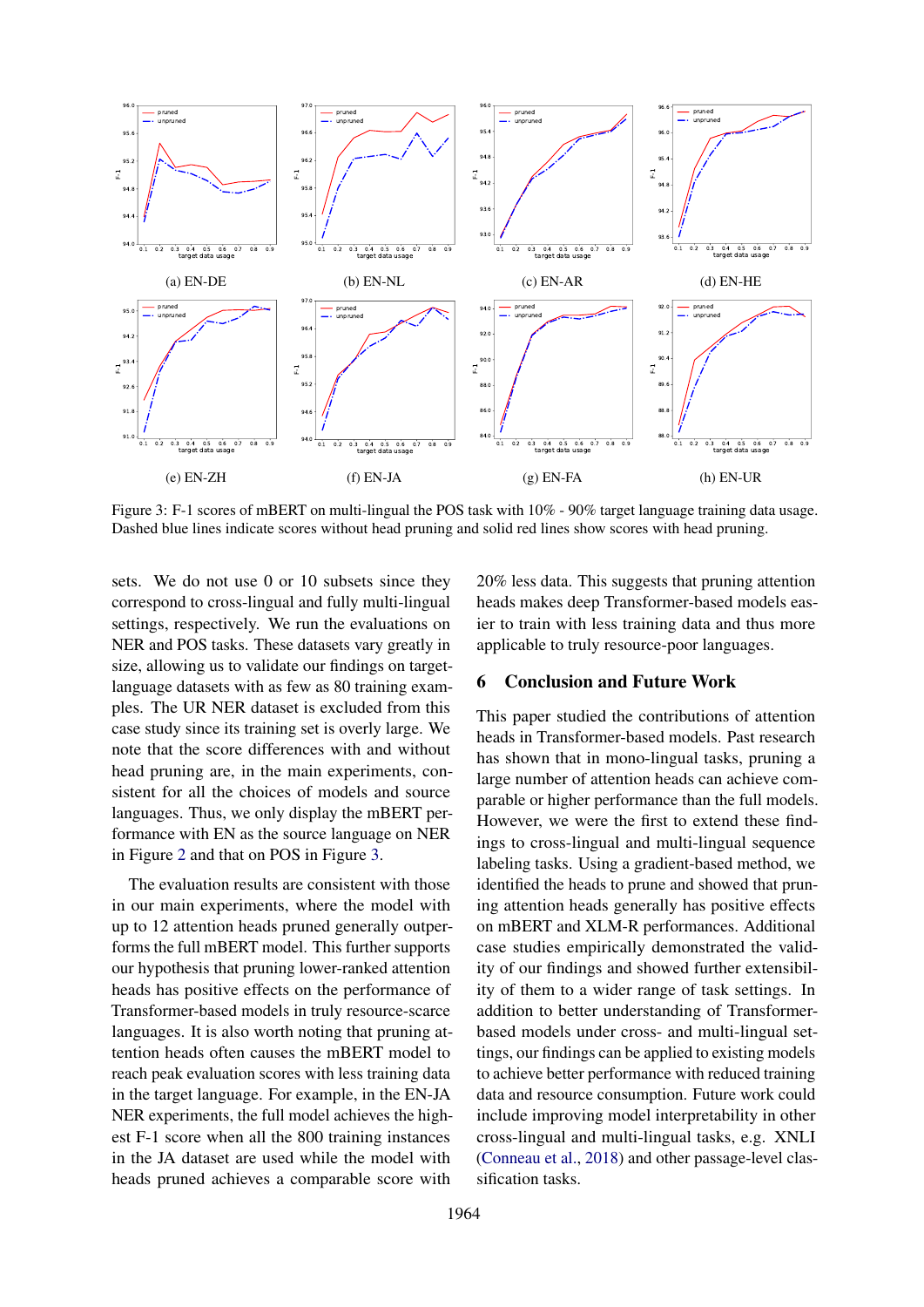Figure 3: F-1 scores of mBERT on multi-lingual the POS task with 10% - 90% target language training data usage. Dashed blue lines indicate scores without head pruning and solid red lines show scores with head pruning.

sets. We do not use 0 or 10 subsets since they correspond to cross-lingual and fully multi-lingual settings, respectively. We run the evaluations on NER and POS tasks. These datasets vary greatly in size, allowing us to validate our findings on target-language datasets with as few as 80 training examples. The UR NER dataset is excluded from this case study since its training set is overly large. We note that the score differences with and without head pruning are, in the main experiments, consistent for all the choices of models and source languages. Thus, we only display the mBERT performance with EN as the source language on NER in Figure 2 and that on POS in Figure 3.

The evaluation results are consistent with those in our main experiments, where the model with up to 12 attention heads pruned generally outperforms the full mBERT model. This further supports our hypothesis that pruning lower-ranked attention heads has positive effects on the performance of Transformer-based models in truly resource-scarce languages. It is also worth noting that pruning attention heads often causes the mBERT model to reach peak evaluation scores with less training data in the target language. For example, in the EN-JA NER experiments, the full model achieves the highest F-1 score when all the 800 training instances in the JA dataset are used while the model with heads pruned achieves a comparable score with 20% less data. This suggests that pruning attention heads makes deep Transformer-based models easier to train with less training data and thus more applicable to truly resource-poor languages.

## 6 Conclusion and Future Work

This paper studied the contributions of attention heads in Transformer-based models. Past research has shown that in mono-lingual tasks, pruning a large number of attention heads can achieve comparable or higher performance than the full models. However, we were the first to extend these findings to cross-lingual and multi-lingual sequence labeling tasks. Using a gradient-based method, we identified the heads to prune and showed that pruning attention heads generally has positive effects on mBERT and XLM-R performances. Additional case studies empirically demonstrated the validity of our findings and showed further extensibility of them to a wider range of task settings. In addition to better understanding of Transformer-based models under cross- and multi-lingual settings, our findings can be applied to existing models to achieve better performance with reduced training data and resource consumption. Future work could include improving model interpretability in other cross-lingual and multi-lingual tasks, e.g. XNLI (Conneau et al., 2018) and other passage-level classification tasks.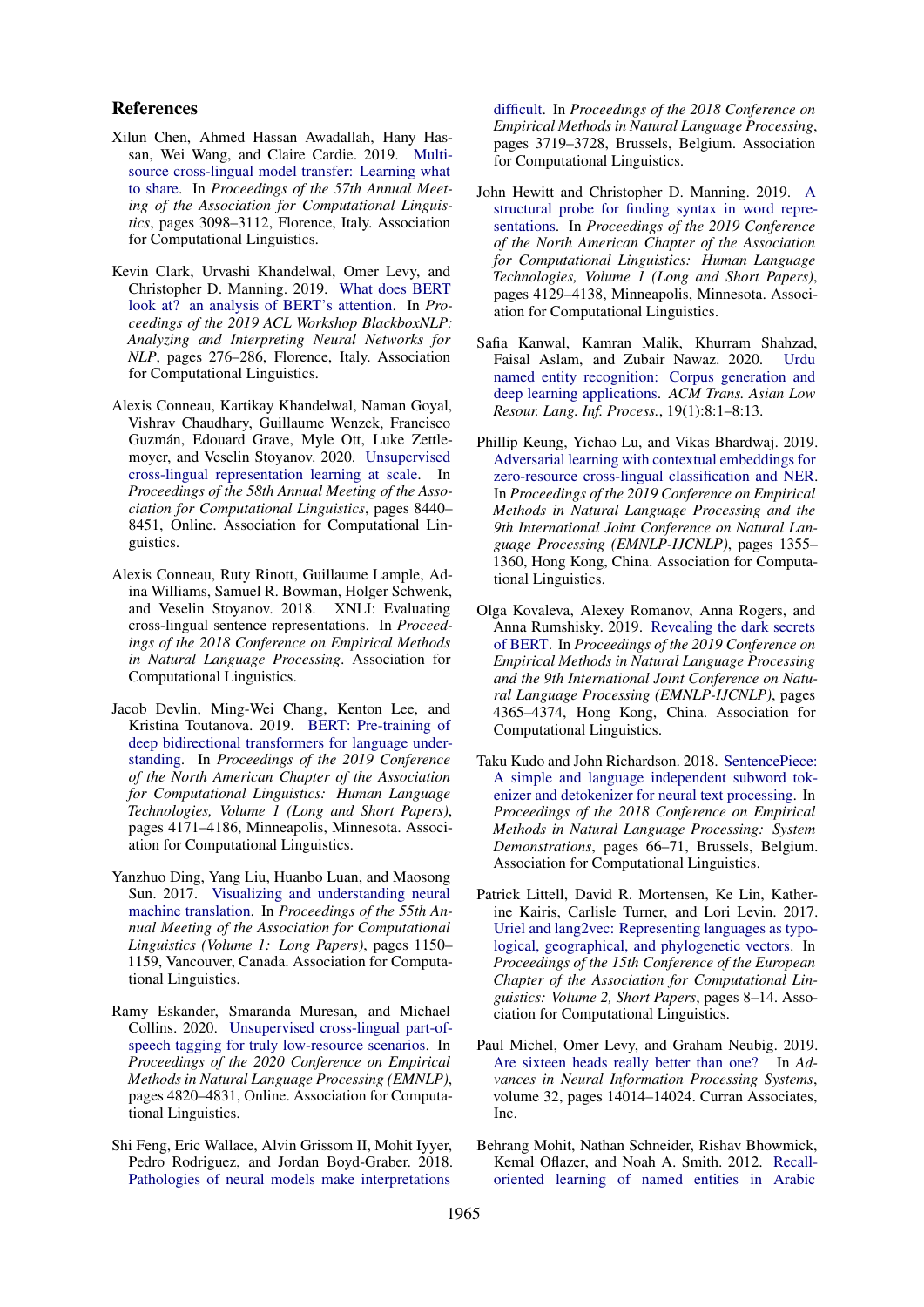## References

Xilun Chen, Ahmed Hassan Awadallah, Hany Hassan, Wei Wang, and Claire Cardie. 2019. Multi-source cross-lingual model transfer: Learning what to share. In *Proceedings of the 57th Annual Meeting of the Association for Computational Linguistics*, pages 3098–3112, Florence, Italy. Association for Computational Linguistics.

Kevin Clark, Urvashi Khandelwal, Omer Levy, and Christopher D. Manning. 2019. What does BERT look at? an analysis of BERT's attention. In *Proceedings of the 2019 ACL Workshop BlackboxNLP: Analyzing and Interpreting Neural Networks for NLP*, pages 276–286, Florence, Italy. Association for Computational Linguistics.

Alexis Conneau, Kartikay Khandelwal, Naman Goyal, Vishrav Chaudhary, Guillaume Wenzek, Francisco Guzmán, Edouard Grave, Myle Ott, Luke Zettlemoyer, and Veselin Stoyanov. 2020. Unsupervised cross-lingual representation learning at scale. In *Proceedings of the 58th Annual Meeting of the Association for Computational Linguistics*, pages 8440–8451, Online. Association for Computational Linguistics.

Alexis Conneau, Ruty Rinott, Guillaume Lample, Adina Williams, Samuel R. Bowman, Holger Schwenk, and Veselin Stoyanov. 2018. XNLI: Evaluating cross-lingual sentence representations. In *Proceedings of the 2018 Conference on Empirical Methods in Natural Language Processing*. Association for Computational Linguistics.

Jacob Devlin, Ming-Wei Chang, Kenton Lee, and Kristina Toutanova. 2019. BERT: Pre-training of deep bidirectional transformers for language understanding. In *Proceedings of the 2019 Conference of the North American Chapter of the Association for Computational Linguistics: Human Language Technologies, Volume 1 (Long and Short Papers)*, pages 4171–4186, Minneapolis, Minnesota. Association for Computational Linguistics.

Yanzhuo Ding, Yang Liu, Huanbo Luan, and Maosong Sun. 2017. Visualizing and understanding neural machine translation. In *Proceedings of the 55th Annual Meeting of the Association for Computational Linguistics (Volume 1: Long Papers)*, pages 1150–1159, Vancouver, Canada. Association for Computational Linguistics.

Ramy Eskander, Smaranda Muresan, and Michael Collins. 2020. Unsupervised cross-lingual part-of-speech tagging for truly low-resource scenarios. In *Proceedings of the 2020 Conference on Empirical Methods in Natural Language Processing (EMNLP)*, pages 4820–4831, Online. Association for Computational Linguistics.

Shi Feng, Eric Wallace, Alvin Grissom II, Mohit Iyyer, Pedro Rodriguez, and Jordan Boyd-Graber. 2018. Pathologies of neural models make interpretations difficult. In *Proceedings of the 2018 Conference on Empirical Methods in Natural Language Processing*, pages 3719–3728, Brussels, Belgium. Association for Computational Linguistics.

John Hewitt and Christopher D. Manning. 2019. A structural probe for finding syntax in word representations. In *Proceedings of the 2019 Conference of the North American Chapter of the Association for Computational Linguistics: Human Language Technologies, Volume 1 (Long and Short Papers)*, pages 4129–4138, Minneapolis, Minnesota. Association for Computational Linguistics.

Safia Kanwal, Kamran Malik, Khurram Shahzad, Faisal Aslam, and Zubair Nawaz. 2020. Urdu named entity recognition: Corpus generation and deep learning applications. *ACM Trans. Asian Low Resour. Lang. Inf. Process.*, 19(1):8:1–8:13.

Phillip Keung, Yichao Lu, and Vikas Bhardwaj. 2019. Adversarial learning with contextual embeddings for zero-resource cross-lingual classification and NER. In *Proceedings of the 2019 Conference on Empirical Methods in Natural Language Processing and the 9th International Joint Conference on Natural Language Processing (EMNLP-IJCNLP)*, pages 1355–1360, Hong Kong, China. Association for Computational Linguistics.

Olga Kovaleva, Alexey Romanov, Anna Rogers, and Anna Rumshisky. 2019. Revealing the dark secrets of BERT. In *Proceedings of the 2019 Conference on Empirical Methods in Natural Language Processing and the 9th International Joint Conference on Natural Language Processing (EMNLP-IJCNLP)*, pages 4365–4374, Hong Kong, China. Association for Computational Linguistics.

Taku Kudo and John Richardson. 2018. SentencePiece: A simple and language independent subword tokenizer and detokenizer for neural text processing. In *Proceedings of the 2018 Conference on Empirical Methods in Natural Language Processing: System Demonstrations*, pages 66–71, Brussels, Belgium. Association for Computational Linguistics.

Patrick Littell, David R. Mortensen, Ke Lin, Katherine Kairis, Carlisle Turner, and Lori Levin. 2017. Uriel and lang2vec: Representing languages as typological, geographical, and phylogenetic vectors. In *Proceedings of the 15th Conference of the European Chapter of the Association for Computational Linguistics: Volume 2, Short Papers*, pages 8–14. Association for Computational Linguistics.

Paul Michel, Omer Levy, and Graham Neubig. 2019. Are sixteen heads really better than one? In *Advances in Neural Information Processing Systems*, volume 32, pages 14014–14024. Curran Associates, Inc.

Behrang Mohit, Nathan Schneider, Rishav Bhowmick, Kemal Oflazer, and Noah A. Smith. 2012. Recall-oriented learning of named entities in Arabic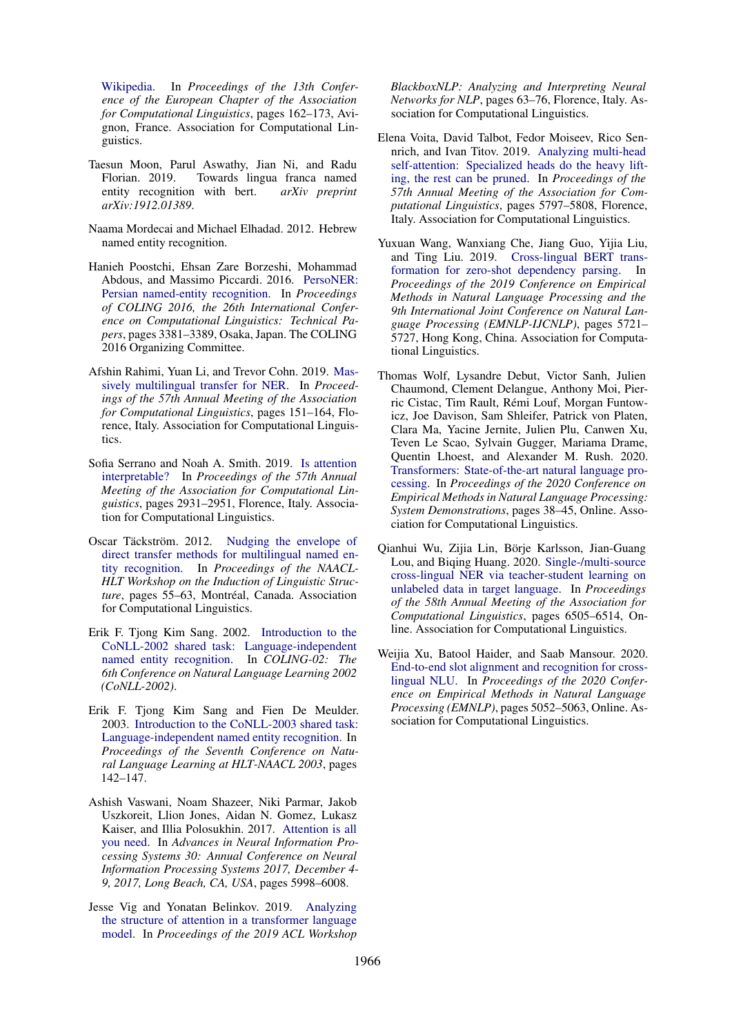Wikipedia. In *Proceedings of the 13th Conference of the European Chapter of the Association for Computational Linguistics*, pages 162–173, Avignon, France. Association for Computational Linguistics.

Taesun Moon, Parul Aswathy, Jian Ni, and Radu Florian. 2019. Towards lingua franca named entity recognition with bert. *arXiv preprint arXiv:1912.01389*.

Naama Mordecai and Michael Elhadad. 2012. Hebrew named entity recognition.

Hanieh Poostchi, Ehsan Zare Borzeshi, Mohammad Abdous, and Massimo Piccardi. 2016. PersoNER: Persian named-entity recognition. In *Proceedings of COLING 2016, the 26th International Conference on Computational Linguistics: Technical Papers*, pages 3381–3389, Osaka, Japan. The COLING 2016 Organizing Committee.

Afshin Rahimi, Yuan Li, and Trevor Cohn. 2019. Massively multilingual transfer for NER. In *Proceedings of the 57th Annual Meeting of the Association for Computational Linguistics*, pages 151–164, Florence, Italy. Association for Computational Linguistics.

Sofia Serrano and Noah A. Smith. 2019. Is attention interpretable? In *Proceedings of the 57th Annual Meeting of the Association for Computational Linguistics*, pages 2931–2951, Florence, Italy. Association for Computational Linguistics.

Oscar Täckström. 2012. Nudging the envelope of direct transfer methods for multilingual named entity recognition. In *Proceedings of the NAACL-HLT Workshop on the Induction of Linguistic Structure*, pages 55–63, Montréal, Canada. Association for Computational Linguistics.

Erik F. Tjong Kim Sang. 2002. Introduction to the CoNLL-2002 shared task: Language-independent named entity recognition. In *COLING-02: The 6th Conference on Natural Language Learning 2002 (CoNLL-2002)*.

Erik F. Tjong Kim Sang and Fien De Meulder. 2003. Introduction to the CoNLL-2003 shared task: Language-independent named entity recognition. In *Proceedings of the Seventh Conference on Natural Language Learning at HLT-NAACL 2003*, pages 142–147.

Ashish Vaswani, Noam Shazeer, Niki Parmar, Jakob Uszkoreit, Llion Jones, Aidan N. Gomez, Lukasz Kaiser, and Illia Polosukhin. 2017. Attention is all you need. In *Advances in Neural Information Processing Systems 30: Annual Conference on Neural Information Processing Systems 2017, December 4-9, 2017, Long Beach, CA, USA*, pages 5998–6008.

Jesse Vig and Yonatan Belinkov. 2019. Analyzing the structure of attention in a transformer language model. In *Proceedings of the 2019 ACL Workshop BlackboxNLP: Analyzing and Interpreting Neural Networks for NLP*, pages 63–76, Florence, Italy. Association for Computational Linguistics.

Elena Voita, David Talbot, Fedor Moiseev, Rico Sennrich, and Ivan Titov. 2019. Analyzing multi-head self-attention: Specialized heads do the heavy lifting, the rest can be pruned. In *Proceedings of the 57th Annual Meeting of the Association for Computational Linguistics*, pages 5797–5808, Florence, Italy. Association for Computational Linguistics.

Yuxuan Wang, Wanxiang Che, Jiang Guo, Yijia Liu, and Ting Liu. 2019. Cross-lingual BERT transformation for zero-shot dependency parsing. In *Proceedings of the 2019 Conference on Empirical Methods in Natural Language Processing and the 9th International Joint Conference on Natural Language Processing (EMNLP-IJCNLP)*, pages 5721–5727, Hong Kong, China. Association for Computational Linguistics.

Thomas Wolf, Lysandre Debut, Victor Sanh, Julien Chaumond, Clement Delangue, Anthony Moi, Pierric Cistac, Tim Rault, Rémi Louf, Morgan Funtowicz, Joe Davison, Sam Shleifer, Patrick von Platen, Clara Ma, Yacine Jernite, Julien Plu, Canwen Xu, Teven Le Scao, Sylvain Gugger, Mariama Drame, Quentin Lhoest, and Alexander M. Rush. 2020. Transformers: State-of-the-art natural language processing. In *Proceedings of the 2020 Conference on Empirical Methods in Natural Language Processing: System Demonstrations*, pages 38–45, Online. Association for Computational Linguistics.

Qianhui Wu, Zijia Lin, Börje Karlsson, Jian-Guang Lou, and Biqing Huang. 2020. Single-/multi-source cross-lingual NER via teacher-student learning on unlabeled data in target language. In *Proceedings of the 58th Annual Meeting of the Association for Computational Linguistics*, pages 6505–6514, Online. Association for Computational Linguistics.

Weijia Xu, Batool Haider, and Saab Mansour. 2020. End-to-end slot alignment and recognition for cross-lingual NLU. In *Proceedings of the 2020 Conference on Empirical Methods in Natural Language Processing (EMNLP)*, pages 5052–5063, Online. Association for Computational Linguistics.